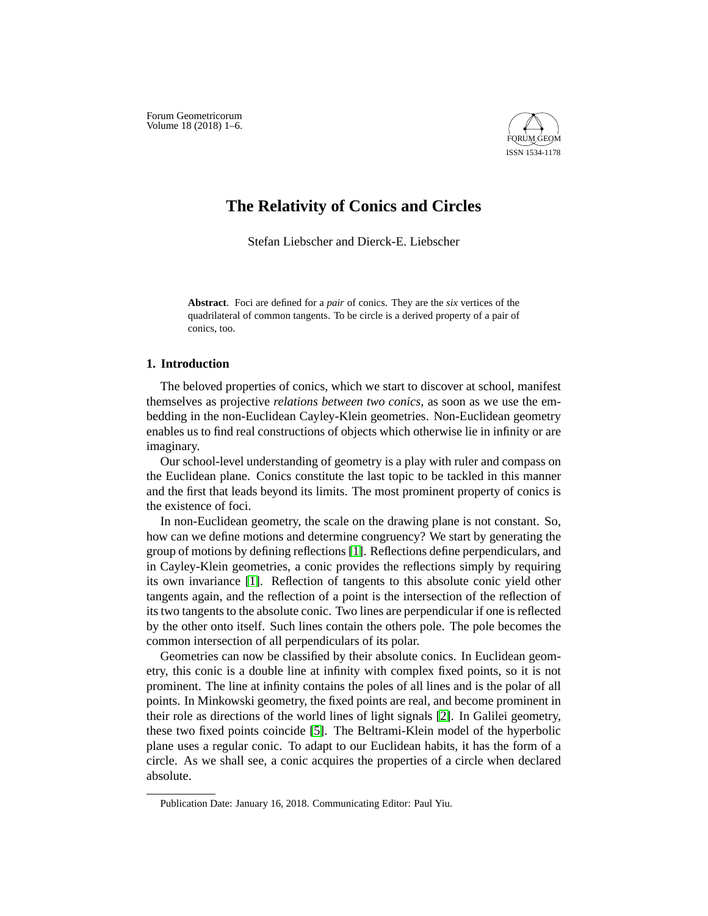# The Relativity of Conics and Circles

Stefan Liebscher and Dierck-E. Liebscher

**Abstract**. Foci are defined for a *pair* of conics. They are the *six* vertices of the quadrilateral of common tangents. To be circle is a derived property of a pair of conics, too.

## 1. Introduction

The beloved properties of conics, which we start to discover at school, manifest themselves as projective *relations between two conics*, as soon as we use the embedding in the non-Euclidean Cayley-Klein geometries. Non-Euclidean geometry enables us to find real constructions of objects which otherwise lie in infinity or are imaginary.

Our school-level understanding of geometry is a play with ruler and compass on the Euclidean plane. Conics constitute the last topic to be tackled in this manner and the first that leads beyond its limits. The most prominent property of conics is the existence of foci.

In non-Euclidean geometry, the scale on the drawing plane is not constant. So, how can we define motions and determine congruency? We start by generating the group of motions by defining reflections [1]. Reflections define perpendiculars, and in Cayley-Klein geometries, a conic provides the reflections simply by requiring its own invariance [1]. Reflection of tangents to this absolute conic yield other tangents again, and the reflection of a point is the intersection of the reflection of its two tangents to the absolute conic. Two lines are perpendicular if one is reflected by the other onto itself. Such lines contain the others pole. The pole becomes the common intersection of all perpendiculars of its polar.

Geometries can now be classified by their absolute conics. In Euclidean geometry, this conic is a double line at infinity with complex fixed points, so it is not prominent. The line at infinity contains the poles of all lines and is the polar of all points. In Minkowski geometry, the fixed points are real, and become prominent in their role as directions of the world lines of light signals [2]. In Galilei geometry, these two fixed points coincide [5]. The Beltrami-Klein model of the hyperbolic plane uses a regular conic. To adapt to our Euclidean habits, it has the form of a circle. As we shall see, a conic acquires the properties of a circle when declared absolute.

Publication Date: January 16, 2018. Communicating Editor: Paul Yiu.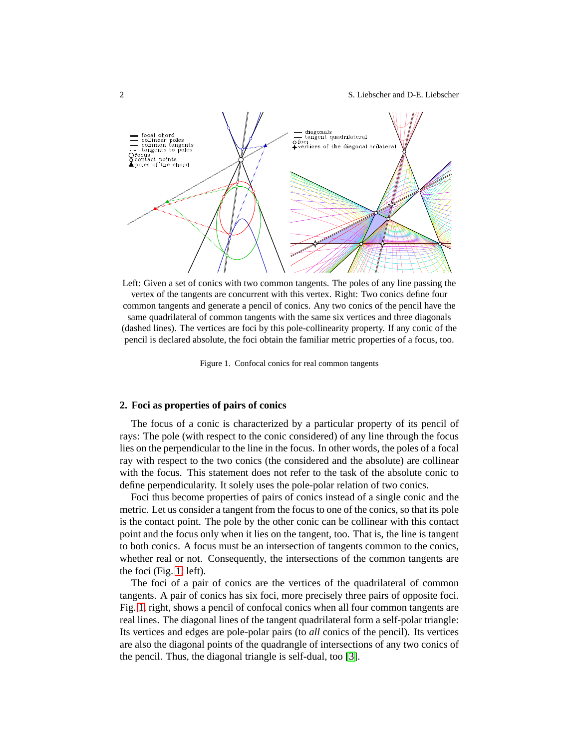Left: Given a set of conics with two common tangents. The poles of any line passing the vertex of the tangents are concurrent with this vertex. Right: Two conics define four common tangents and generate a pencil of conics. Any two conics of the pencil have the same quadrilateral of common tangents with the same six vertices and three diagonals (dashed lines). The vertices are foci by this pole-collinearity property. If any conic of the pencil is declared absolute, the foci obtain the familiar metric properties of a focus, too.

Figure 1. Confocal conics for real common tangents

## 2. Foci as properties of pairs of conics

The focus of a conic is characterized by a particular property of its pencil of rays: The pole (with respect to the conic considered) of any line through the focus lies on the perpendicular to the line in the focus. In other words, the poles of a focal ray with respect to the two conics (the considered and the absolute) are collinear with the focus. This statement does not refer to the task of the absolute conic to define perpendicularity. It solely uses the pole-polar relation of two conics.

Foci thus become properties of pairs of conics instead of a single conic and the metric. Let us consider a tangent from the focus to one of the conics, so that its pole is the contact point. The pole by the other conic can be collinear with this contact point and the focus only when it lies on the tangent, too. That is, the line is tangent to both conics. A focus must be an intersection of tangents common to the conics, whether real or not. Consequently, the intersections of the common tangents are the foci (Fig. 1 left).

The foci of a pair of conics are the vertices of the quadrilateral of common tangents. A pair of conics has six foci, more precisely three pairs of opposite foci. Fig. 1 right, shows a pencil of confocal conics when all four common tangents are real lines. The diagonal lines of the tangent quadrilateral form a self-polar triangle: Its vertices and edges are pole-polar pairs (to *all* conics of the pencil). Its vertices are also the diagonal points of the quadrangle of intersections of any two conics of the pencil. Thus, the diagonal triangle is self-dual, too [3].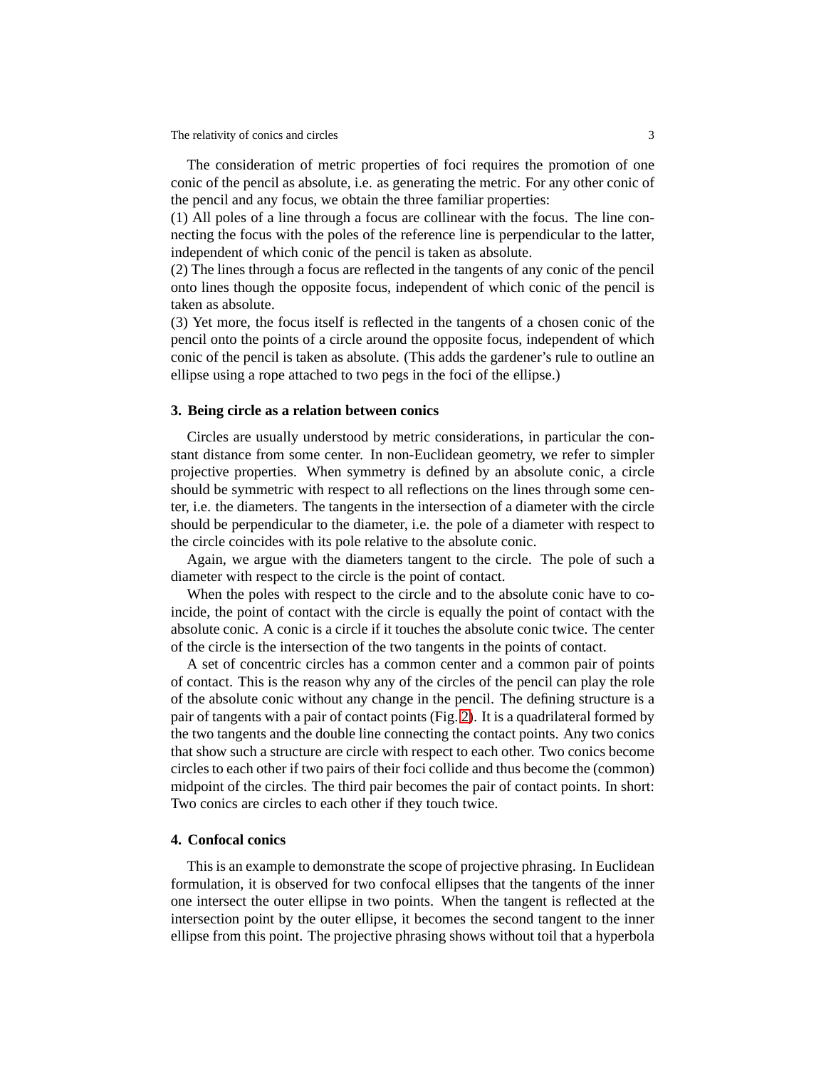The consideration of metric properties of foci requires the promotion of one conic of the pencil as absolute, i.e. as generating the metric. For any other conic of the pencil and any focus, we obtain the three familiar properties:

(1) All poles of a line through a focus are collinear with the focus. The line connecting the focus with the poles of the reference line is perpendicular to the latter, independent of which conic of the pencil is taken as absolute.

(2) The lines through a focus are reflected in the tangents of any conic of the pencil onto lines though the opposite focus, independent of which conic of the pencil is taken as absolute.

(3) Yet more, the focus itself is reflected in the tangents of a chosen conic of the pencil onto the points of a circle around the opposite focus, independent of which conic of the pencil is taken as absolute. (This adds the gardener's rule to outline an ellipse using a rope attached to two pegs in the foci of the ellipse.)

## 3. Being circle as a relation between conics

Circles are usually understood by metric considerations, in particular the constant distance from some center. In non-Euclidean geometry, we refer to simpler projective properties. When symmetry is defined by an absolute conic, a circle should be symmetric with respect to all reflections on the lines through some center, i.e. the diameters. The tangents in the intersection of a diameter with the circle should be perpendicular to the diameter, i.e. the pole of a diameter with respect to the circle coincides with its pole relative to the absolute conic.

Again, we argue with the diameters tangent to the circle. The pole of such a diameter with respect to the circle is the point of contact.

When the poles with respect to the circle and to the absolute conic have to coincide, the point of contact with the circle is equally the point of contact with the absolute conic. A conic is a circle if it touches the absolute conic twice. The center of the circle is the intersection of the two tangents in the points of contact.

A set of concentric circles has a common center and a common pair of points of contact. This is the reason why any of the circles of the pencil can play the role of the absolute conic without any change in the pencil. The defining structure is a pair of tangents with a pair of contact points (Fig. 2). It is a quadrilateral formed by the two tangents and the double line connecting the contact points. Any two conics that show such a structure are circle with respect to each other. Two conics become circles to each other if two pairs of their foci collide and thus become the (common) midpoint of the circles. The third pair becomes the pair of contact points. In short: Two conics are circles to each other if they touch twice.

## 4. Confocal conics

This is an example to demonstrate the scope of projective phrasing. In Euclidean formulation, it is observed for two confocal ellipses that the tangents of the inner one intersect the outer ellipse in two points. When the tangent is reflected at the intersection point by the outer ellipse, it becomes the second tangent to the inner ellipse from this point. The projective phrasing shows without toil that a hyperbola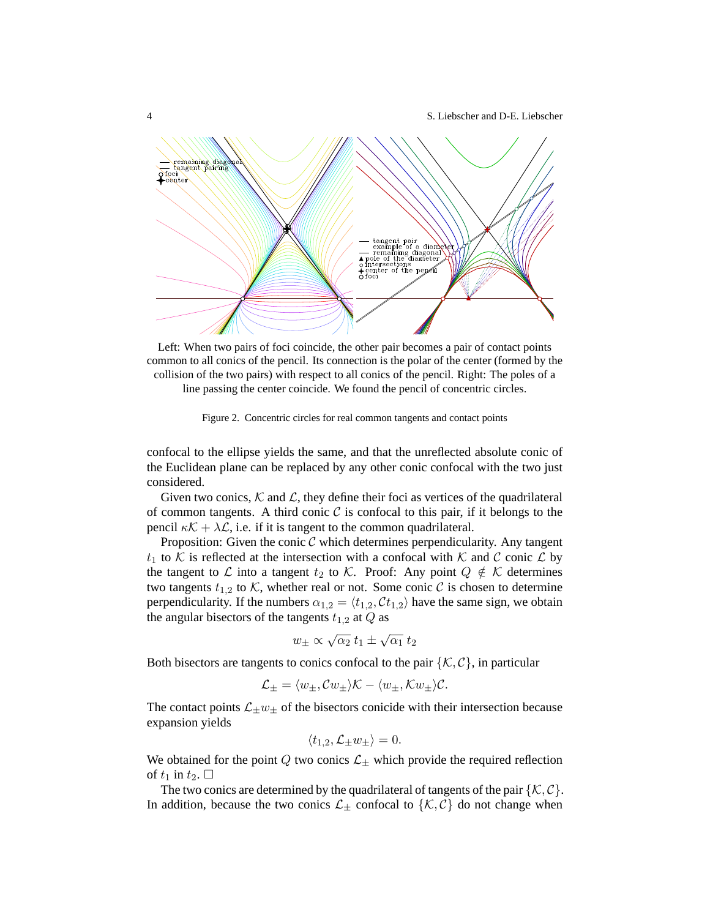Left: When two pairs of foci coincide, the other pair becomes a pair of contact points common to all conics of the pencil. Its connection is the polar of the center (formed by the collision of the two pairs) with respect to all conics of the pencil. Right: The poles of a line passing the center coincide. We found the pencil of concentric circles.

Figure 2. Concentric circles for real common tangents and contact points

confocal to the ellipse yields the same, and that the unreflected absolute conic of the Euclidean plane can be replaced by any other conic confocal with the two just considered.

Given two conics, $\mathcal{K}$ and $\mathcal{L}$, they define their foci as vertices of the quadrilateral of common tangents. A third conic $\mathcal{C}$ is confocal to this pair, if it belongs to the pencil $\kappa\mathcal{K} + \lambda\mathcal{L}$, i.e. if it is tangent to the common quadrilateral.

Proposition: Given the conic $\mathcal{C}$ which determines perpendicularity. Any tangent $t_1$ to $\mathcal{K}$ is reflected at the intersection with a confocal with $\mathcal{K}$ and $\mathcal{C}$ conic $\mathcal{L}$ by the tangent to $\mathcal{L}$ into a tangent $t_2$ to $\mathcal{K}$. Proof: Any point $Q \notin \mathcal{K}$ determines two tangents $t_{1,2}$ to $\mathcal{K}$, whether real or not. Some conic $\mathcal{C}$ is chosen to determine perpendicularity. If the numbers $\alpha_{1,2} = \langle t_{1,2}, \mathcal{C}t_{1,2}\rangle$ have the same sign, we obtain the angular bisectors of the tangents $t_{1,2}$ at $Q$ as

$$w_\pm \propto \sqrt{\alpha_2}\, t_1 \pm \sqrt{\alpha_1}\, t_2$$

Both bisectors are tangents to conics confocal to the pair $\{\mathcal{K}, \mathcal{C}\}$, in particular

$$\mathcal{L}_\pm = \langle w_\pm, \mathcal{C}w_\pm\rangle\mathcal{K} - \langle w_\pm, \mathcal{K}w_\pm\rangle\mathcal{C}.$$

The contact points $\mathcal{L}_\pm w_\pm$ of the bisectors conicide with their intersection because expansion yields

$$\langle t_{1,2}, \mathcal{L}_\pm w_\pm\rangle = 0.$$

We obtained for the point $Q$ two conics $\mathcal{L}_\pm$ which provide the required reflection of $t_1$ in $t_2$. □

The two conics are determined by the quadrilateral of tangents of the pair $\{\mathcal{K}, \mathcal{C}\}$. In addition, because the two conics $\mathcal{L}_\pm$ confocal to $\{\mathcal{K}, \mathcal{C}\}$ do not change when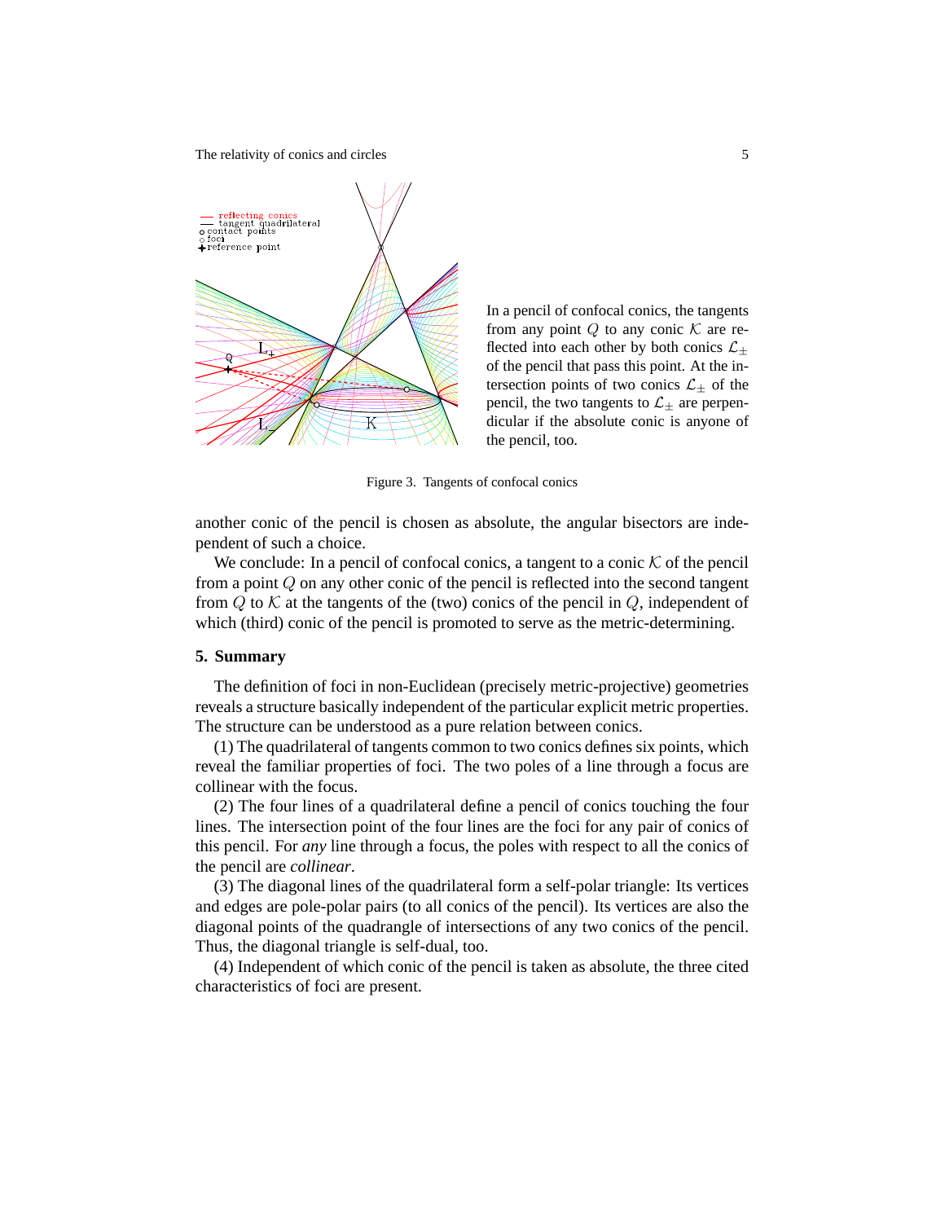In a pencil of confocal conics, the tangents from any point $Q$ to any conic $\mathcal{K}$ are reflected into each other by both conics $\mathcal{L}_\pm$ of the pencil that pass this point. At the intersection points of two conics $\mathcal{L}_\pm$ of the pencil, the two tangents to $\mathcal{L}_\pm$ are perpendicular if the absolute conic is anyone of the pencil, too.

Figure 3. Tangents of confocal conics

another conic of the pencil is chosen as absolute, the angular bisectors are independent of such a choice.

We conclude: In a pencil of confocal conics, a tangent to a conic $\mathcal{K}$ of the pencil from a point $Q$ on any other conic of the pencil is reflected into the second tangent from $Q$ to $\mathcal{K}$ at the tangents of the (two) conics of the pencil in $Q$, independent of which (third) conic of the pencil is promoted to serve as the metric-determining.

## 5. Summary

The definition of foci in non-Euclidean (precisely metric-projective) geometries reveals a structure basically independent of the particular explicit metric properties. The structure can be understood as a pure relation between conics.

(1) The quadrilateral of tangents common to two conics defines six points, which reveal the familiar properties of foci. The two poles of a line through a focus are collinear with the focus.

(2) The four lines of a quadrilateral define a pencil of conics touching the four lines. The intersection point of the four lines are the foci for any pair of conics of this pencil. For *any* line through a focus, the poles with respect to all the conics of the pencil are *collinear*.

(3) The diagonal lines of the quadrilateral form a self-polar triangle: Its vertices and edges are pole-polar pairs (to all conics of the pencil). Its vertices are also the diagonal points of the quadrangle of intersections of any two conics of the pencil. Thus, the diagonal triangle is self-dual, too.

(4) Independent of which conic of the pencil is taken as absolute, the three cited characteristics of foci are present.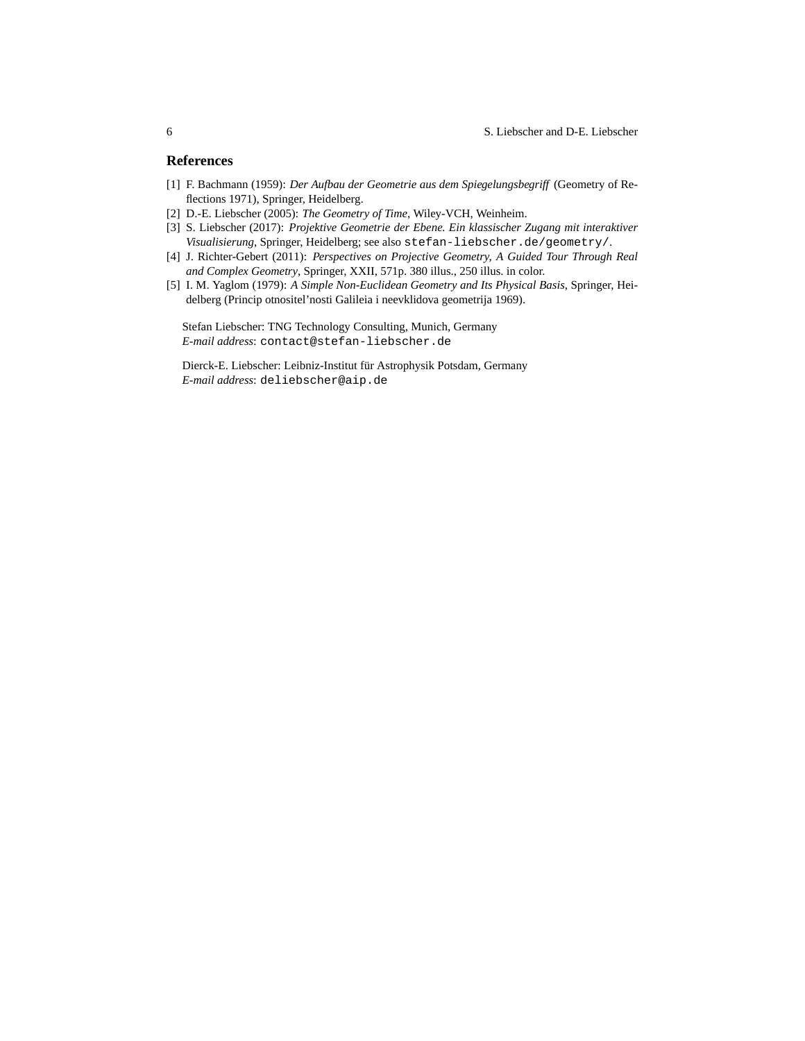## References

[1] F. Bachmann (1959): *Der Aufbau der Geometrie aus dem Spiegelungsbegriff* (Geometry of Reflections 1971), Springer, Heidelberg.

[2] D.-E. Liebscher (2005): *The Geometry of Time*, Wiley-VCH, Weinheim.

[3] S. Liebscher (2017): *Projektive Geometrie der Ebene. Ein klassischer Zugang mit interaktiver Visualisierung*, Springer, Heidelberg; see also `stefan-liebscher.de/geometry/`.

[4] J. Richter-Gebert (2011): *Perspectives on Projective Geometry, A Guided Tour Through Real and Complex Geometry*, Springer, XXII, 571p. 380 illus., 250 illus. in color.

[5] I. M. Yaglom (1979): *A Simple Non-Euclidean Geometry and Its Physical Basis*, Springer, Heidelberg (Princip otnositel'nosti Galileia i neevklidova geometrija 1969).

Stefan Liebscher: TNG Technology Consulting, Munich, Germany
*E-mail address*: `contact@stefan-liebscher.de`

Dierck-E. Liebscher: Leibniz-Institut für Astrophysik Potsdam, Germany
*E-mail address*: `deliebscher@aip.de`